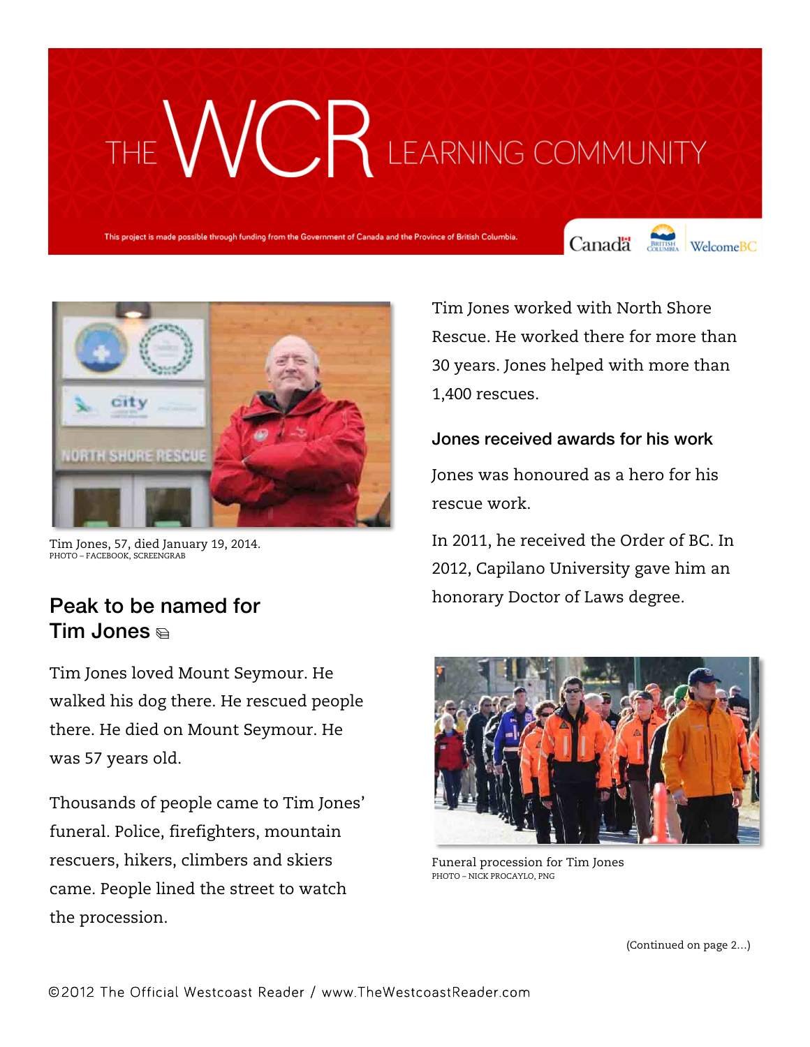# THE WCR LEARNING COMMUNITY

This project is made possible through funding from the Government of Canada and the Province of British Columbia.

Canada | British Columbia | WelcomeBC

Tim Jones, 57, died January 19, 2014.
PHOTO – FACEBOOK, SCREENGRAB

## Peak to be named for Tim Jones

Tim Jones loved Mount Seymour. He walked his dog there. He rescued people there. He died on Mount Seymour. He was 57 years old.

Thousands of people came to Tim Jones' funeral. Police, firefighters, mountain rescuers, hikers, climbers and skiers came. People lined the street to watch the procession.

Tim Jones worked with North Shore Rescue. He worked there for more than 30 years. Jones helped with more than 1,400 rescues.

### Jones received awards for his work

Jones was honoured as a hero for his rescue work.

In 2011, he received the Order of BC. In 2012, Capilano University gave him an honorary Doctor of Laws degree.

Funeral procession for Tim Jones
PHOTO – NICK PROCAYLO, PNG

(Continued on page 2...)

©2012 The Official Westcoast Reader / www.TheWestcoastReader.com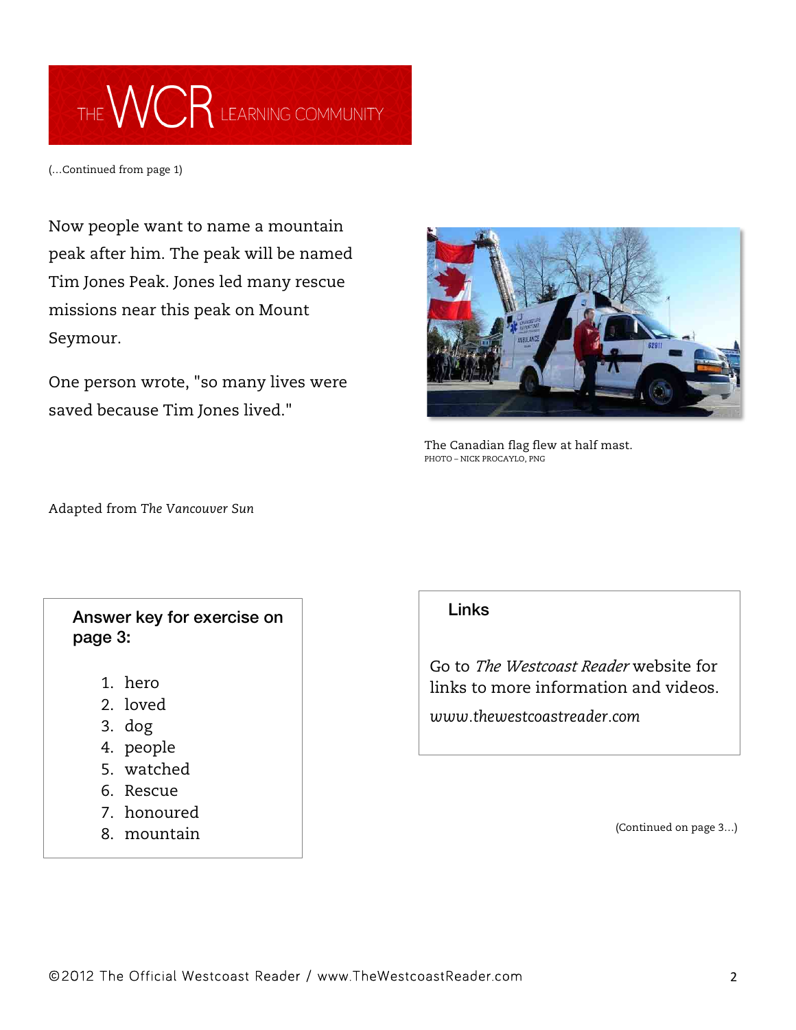THE WCR LEARNING COMMUNITY

(...Continued from page 1)

Now people want to name a mountain peak after him. The peak will be named Tim Jones Peak. Jones led many rescue missions near this peak on Mount Seymour.

One person wrote, "so many lives were saved because Tim Jones lived."

The Canadian flag flew at half mast.
PHOTO – NICK PROCAYLO, PNG

Adapted from *The Vancouver Sun*

**Answer key for exercise on page 3:**

1. hero
2. loved
3. dog
4. people
5. watched
6. Rescue
7. honoured
8. mountain

**Links**

Go to *The Westcoast Reader* website for links to more information and videos.

*www.thewestcoastreader.com*

(Continued on page 3...)

©2012 The Official Westcoast Reader / www.TheWestcoastReader.com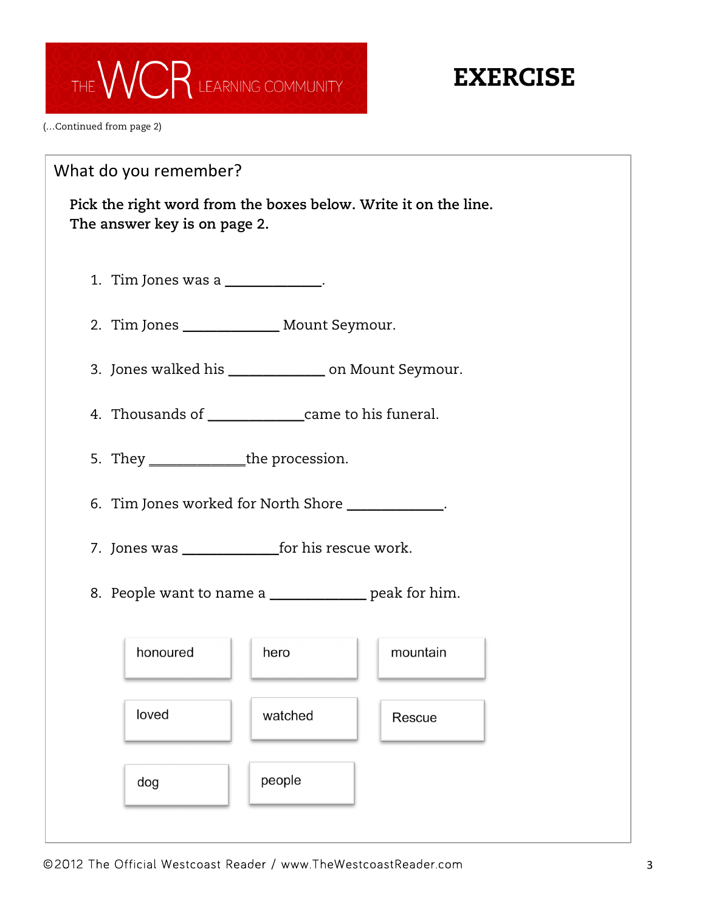THE WCR LEARNING COMMUNITY

# EXERCISE

(...Continued from page 2)

## What do you remember?

**Pick the right word from the boxes below. Write it on the line.**
**The answer key is on page 2.**

1. Tim Jones was a ____________.
2. Tim Jones ____________ Mount Seymour.
3. Jones walked his ____________ on Mount Seymour.
4. Thousands of ____________came to his funeral.
5. They ____________the procession.
6. Tim Jones worked for North Shore ____________.
7. Jones was ____________for his rescue work.
8. People want to name a ____________ peak for him.

| | | |
|---|---|---|
| honoured | hero | mountain |
| loved | watched | Rescue |
| dog | people | |

©2012 The Official Westcoast Reader / www.TheWestcoastReader.com